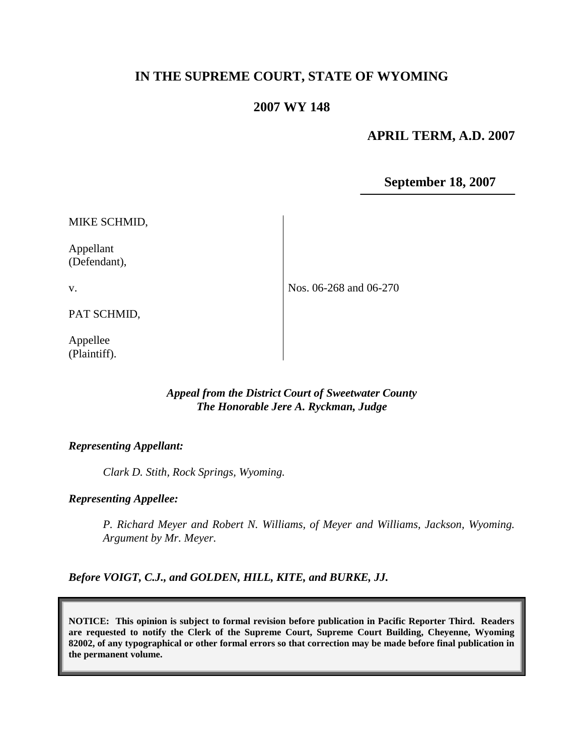# IN THE SUPREME COURT, STATE OF WYOMING

## 2007 WY 148

**APRIL TERM, A.D. 2007**

**September 18, 2007**

MIKE SCHMID,

Appellant
(Defendant),

v.

PAT SCHMID,

Appellee
(Plaintiff).

Nos. 06-268 and 06-270

*Appeal from the District Court of Sweetwater County*
*The Honorable Jere A. Ryckman, Judge*

***Representing Appellant:***

*Clark D. Stith, Rock Springs, Wyoming.*

***Representing Appellee:***

*P. Richard Meyer and Robert N. Williams, of Meyer and Williams, Jackson, Wyoming. Argument by Mr. Meyer.*

***Before VOIGT, C.J., and GOLDEN, HILL, KITE, and BURKE, JJ.***

**NOTICE: This opinion is subject to formal revision before publication in Pacific Reporter Third. Readers are requested to notify the Clerk of the Supreme Court, Supreme Court Building, Cheyenne, Wyoming 82002, of any typographical or other formal errors so that correction may be made before final publication in the permanent volume.**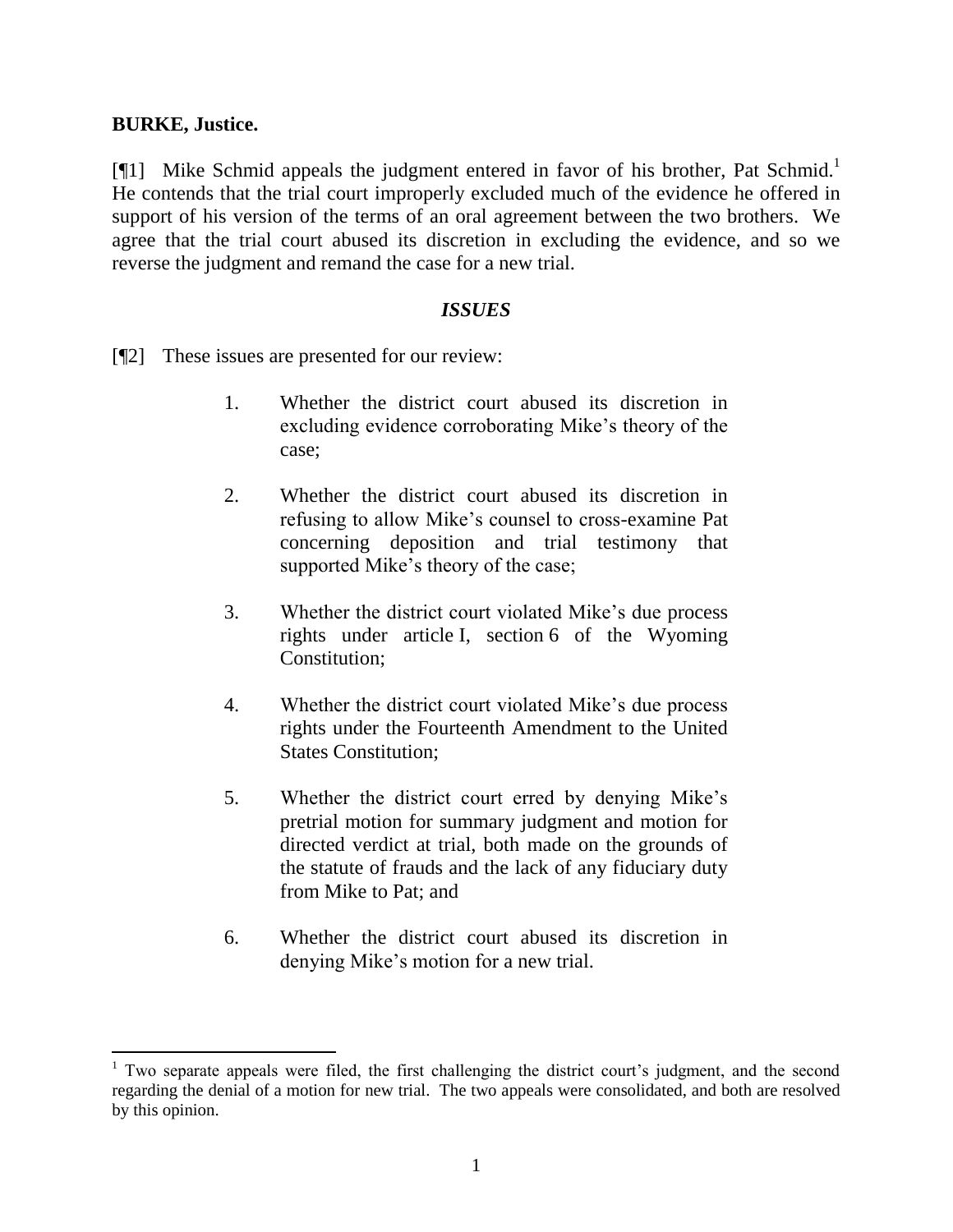**BURKE, Justice.**

[¶1] Mike Schmid appeals the judgment entered in favor of his brother, Pat Schmid.[1] He contends that the trial court improperly excluded much of the evidence he offered in support of his version of the terms of an oral agreement between the two brothers. We agree that the trial court abused its discretion in excluding the evidence, and so we reverse the judgment and remand the case for a new trial.

### *ISSUES*

[¶2] These issues are presented for our review:

> 1. Whether the district court abused its discretion in excluding evidence corroborating Mike's theory of the case;
>
> 2. Whether the district court abused its discretion in refusing to allow Mike's counsel to cross-examine Pat concerning deposition and trial testimony that supported Mike's theory of the case;
>
> 3. Whether the district court violated Mike's due process rights under article I, section 6 of the Wyoming Constitution;
>
> 4. Whether the district court violated Mike's due process rights under the Fourteenth Amendment to the United States Constitution;
>
> 5. Whether the district court erred by denying Mike's pretrial motion for summary judgment and motion for directed verdict at trial, both made on the grounds of the statute of frauds and the lack of any fiduciary duty from Mike to Pat; and
>
> 6. Whether the district court abused its discretion in denying Mike's motion for a new trial.

---

[1] Two separate appeals were filed, the first challenging the district court's judgment, and the second regarding the denial of a motion for new trial. The two appeals were consolidated, and both are resolved by this opinion.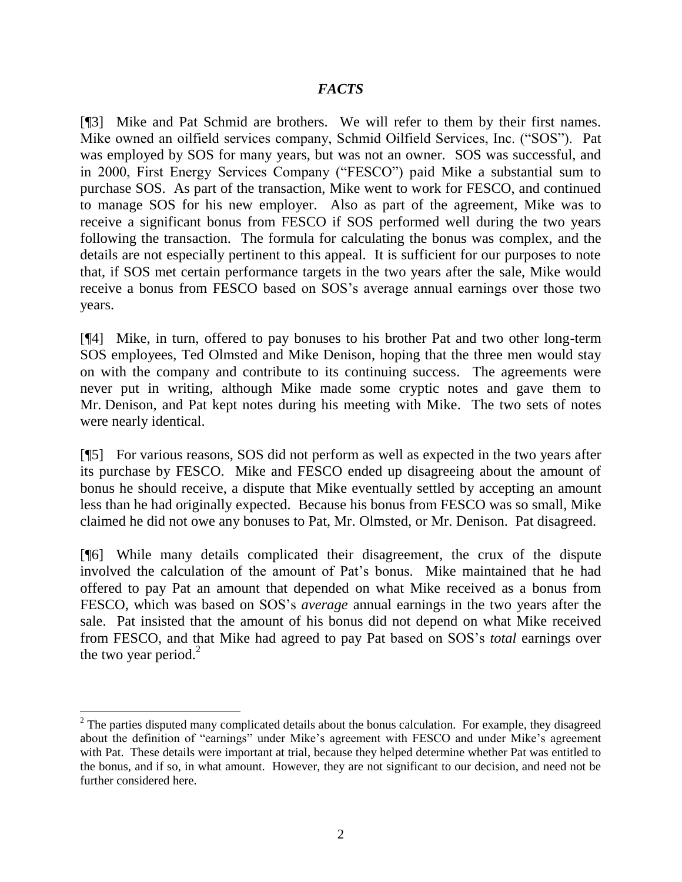## *FACTS*

[¶3] Mike and Pat Schmid are brothers. We will refer to them by their first names. Mike owned an oilfield services company, Schmid Oilfield Services, Inc. ("SOS"). Pat was employed by SOS for many years, but was not an owner. SOS was successful, and in 2000, First Energy Services Company ("FESCO") paid Mike a substantial sum to purchase SOS. As part of the transaction, Mike went to work for FESCO, and continued to manage SOS for his new employer. Also as part of the agreement, Mike was to receive a significant bonus from FESCO if SOS performed well during the two years following the transaction. The formula for calculating the bonus was complex, and the details are not especially pertinent to this appeal. It is sufficient for our purposes to note that, if SOS met certain performance targets in the two years after the sale, Mike would receive a bonus from FESCO based on SOS's average annual earnings over those two years.

[¶4] Mike, in turn, offered to pay bonuses to his brother Pat and two other long-term SOS employees, Ted Olmsted and Mike Denison, hoping that the three men would stay on with the company and contribute to its continuing success. The agreements were never put in writing, although Mike made some cryptic notes and gave them to Mr. Denison, and Pat kept notes during his meeting with Mike. The two sets of notes were nearly identical.

[¶5] For various reasons, SOS did not perform as well as expected in the two years after its purchase by FESCO. Mike and FESCO ended up disagreeing about the amount of bonus he should receive, a dispute that Mike eventually settled by accepting an amount less than he had originally expected. Because his bonus from FESCO was so small, Mike claimed he did not owe any bonuses to Pat, Mr. Olmsted, or Mr. Denison. Pat disagreed.

[¶6] While many details complicated their disagreement, the crux of the dispute involved the calculation of the amount of Pat's bonus. Mike maintained that he had offered to pay Pat an amount that depended on what Mike received as a bonus from FESCO, which was based on SOS's *average* annual earnings in the two years after the sale. Pat insisted that the amount of his bonus did not depend on what Mike received from FESCO, and that Mike had agreed to pay Pat based on SOS's *total* earnings over the two year period.[2]

---

[2] The parties disputed many complicated details about the bonus calculation. For example, they disagreed about the definition of "earnings" under Mike's agreement with FESCO and under Mike's agreement with Pat. These details were important at trial, because they helped determine whether Pat was entitled to the bonus, and if so, in what amount. However, they are not significant to our decision, and need not be further considered here.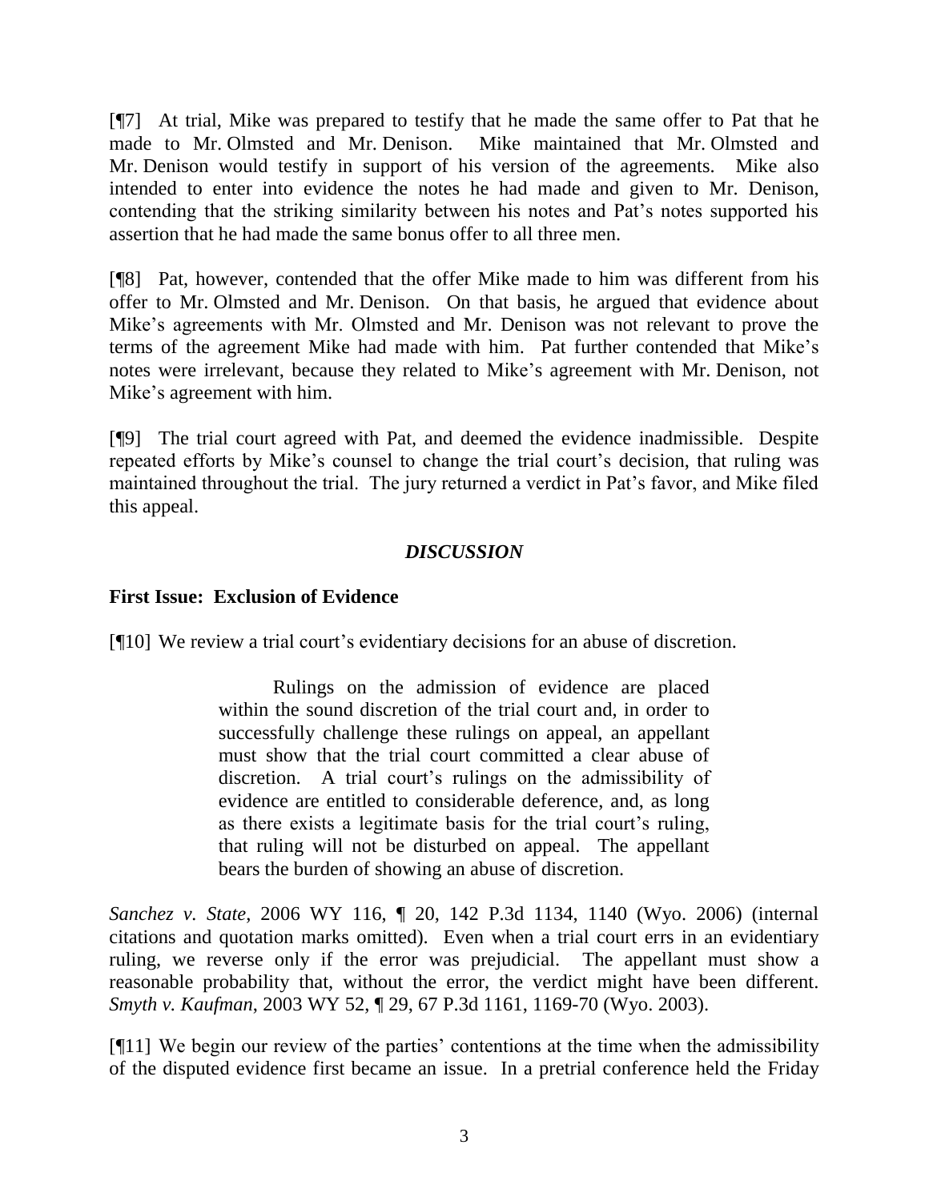[¶7] At trial, Mike was prepared to testify that he made the same offer to Pat that he made to Mr. Olmsted and Mr. Denison. Mike maintained that Mr. Olmsted and Mr. Denison would testify in support of his version of the agreements. Mike also intended to enter into evidence the notes he had made and given to Mr. Denison, contending that the striking similarity between his notes and Pat's notes supported his assertion that he had made the same bonus offer to all three men.

[¶8] Pat, however, contended that the offer Mike made to him was different from his offer to Mr. Olmsted and Mr. Denison. On that basis, he argued that evidence about Mike's agreements with Mr. Olmsted and Mr. Denison was not relevant to prove the terms of the agreement Mike had made with him. Pat further contended that Mike's notes were irrelevant, because they related to Mike's agreement with Mr. Denison, not Mike's agreement with him.

[¶9] The trial court agreed with Pat, and deemed the evidence inadmissible. Despite repeated efforts by Mike's counsel to change the trial court's decision, that ruling was maintained throughout the trial. The jury returned a verdict in Pat's favor, and Mike filed this appeal.

### *DISCUSSION*

**First Issue: Exclusion of Evidence**

[¶10] We review a trial court's evidentiary decisions for an abuse of discretion.

> Rulings on the admission of evidence are placed within the sound discretion of the trial court and, in order to successfully challenge these rulings on appeal, an appellant must show that the trial court committed a clear abuse of discretion. A trial court's rulings on the admissibility of evidence are entitled to considerable deference, and, as long as there exists a legitimate basis for the trial court's ruling, that ruling will not be disturbed on appeal. The appellant bears the burden of showing an abuse of discretion.

*Sanchez v. State*, 2006 WY 116, ¶ 20, 142 P.3d 1134, 1140 (Wyo. 2006) (internal citations and quotation marks omitted). Even when a trial court errs in an evidentiary ruling, we reverse only if the error was prejudicial. The appellant must show a reasonable probability that, without the error, the verdict might have been different. *Smyth v. Kaufman*, 2003 WY 52, ¶ 29, 67 P.3d 1161, 1169-70 (Wyo. 2003).

[¶11] We begin our review of the parties' contentions at the time when the admissibility of the disputed evidence first became an issue. In a pretrial conference held the Friday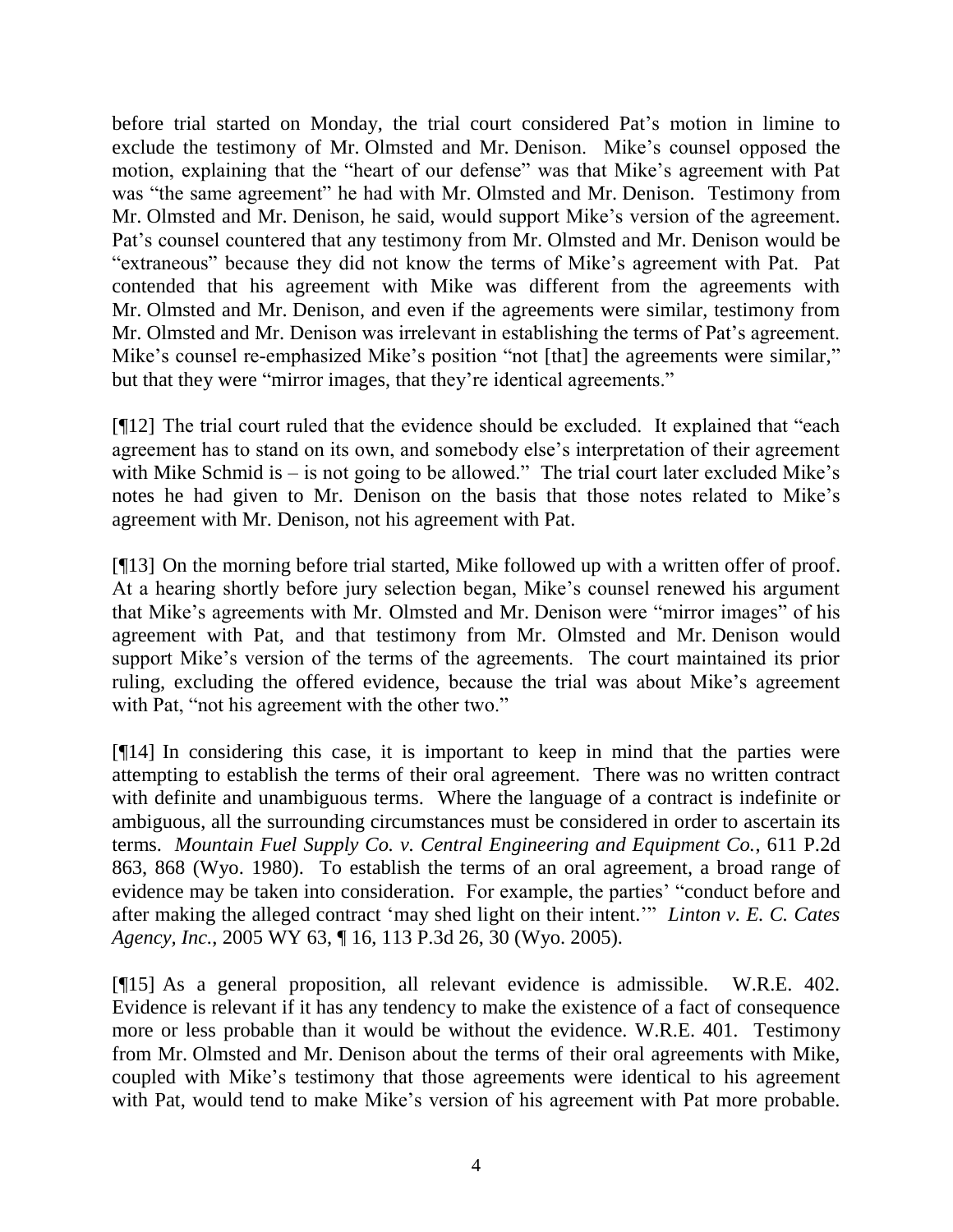before trial started on Monday, the trial court considered Pat's motion in limine to exclude the testimony of Mr. Olmsted and Mr. Denison. Mike's counsel opposed the motion, explaining that the "heart of our defense" was that Mike's agreement with Pat was "the same agreement" he had with Mr. Olmsted and Mr. Denison. Testimony from Mr. Olmsted and Mr. Denison, he said, would support Mike's version of the agreement. Pat's counsel countered that any testimony from Mr. Olmsted and Mr. Denison would be "extraneous" because they did not know the terms of Mike's agreement with Pat. Pat contended that his agreement with Mike was different from the agreements with Mr. Olmsted and Mr. Denison, and even if the agreements were similar, testimony from Mr. Olmsted and Mr. Denison was irrelevant in establishing the terms of Pat's agreement. Mike's counsel re-emphasized Mike's position "not [that] the agreements were similar," but that they were "mirror images, that they're identical agreements."

[¶12] The trial court ruled that the evidence should be excluded. It explained that "each agreement has to stand on its own, and somebody else's interpretation of their agreement with Mike Schmid is – is not going to be allowed." The trial court later excluded Mike's notes he had given to Mr. Denison on the basis that those notes related to Mike's agreement with Mr. Denison, not his agreement with Pat.

[¶13] On the morning before trial started, Mike followed up with a written offer of proof. At a hearing shortly before jury selection began, Mike's counsel renewed his argument that Mike's agreements with Mr. Olmsted and Mr. Denison were "mirror images" of his agreement with Pat, and that testimony from Mr. Olmsted and Mr. Denison would support Mike's version of the terms of the agreements. The court maintained its prior ruling, excluding the offered evidence, because the trial was about Mike's agreement with Pat, "not his agreement with the other two."

[¶14] In considering this case, it is important to keep in mind that the parties were attempting to establish the terms of their oral agreement. There was no written contract with definite and unambiguous terms. Where the language of a contract is indefinite or ambiguous, all the surrounding circumstances must be considered in order to ascertain its terms. *Mountain Fuel Supply Co. v. Central Engineering and Equipment Co.*, 611 P.2d 863, 868 (Wyo. 1980). To establish the terms of an oral agreement, a broad range of evidence may be taken into consideration. For example, the parties' "conduct before and after making the alleged contract 'may shed light on their intent.'" *Linton v. E. C. Cates Agency, Inc.*, 2005 WY 63, ¶ 16, 113 P.3d 26, 30 (Wyo. 2005).

[¶15] As a general proposition, all relevant evidence is admissible. W.R.E. 402. Evidence is relevant if it has any tendency to make the existence of a fact of consequence more or less probable than it would be without the evidence. W.R.E. 401. Testimony from Mr. Olmsted and Mr. Denison about the terms of their oral agreements with Mike, coupled with Mike's testimony that those agreements were identical to his agreement with Pat, would tend to make Mike's version of his agreement with Pat more probable.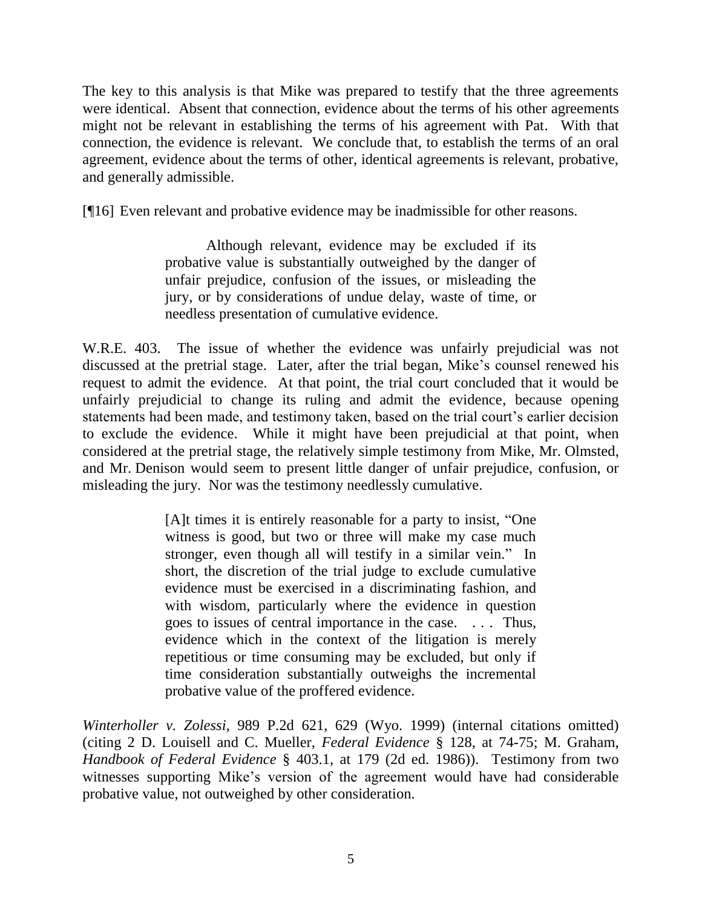The key to this analysis is that Mike was prepared to testify that the three agreements were identical. Absent that connection, evidence about the terms of his other agreements might not be relevant in establishing the terms of his agreement with Pat. With that connection, the evidence is relevant. We conclude that, to establish the terms of an oral agreement, evidence about the terms of other, identical agreements is relevant, probative, and generally admissible.

[¶16] Even relevant and probative evidence may be inadmissible for other reasons.

> Although relevant, evidence may be excluded if its probative value is substantially outweighed by the danger of unfair prejudice, confusion of the issues, or misleading the jury, or by considerations of undue delay, waste of time, or needless presentation of cumulative evidence.

W.R.E. 403. The issue of whether the evidence was unfairly prejudicial was not discussed at the pretrial stage. Later, after the trial began, Mike's counsel renewed his request to admit the evidence. At that point, the trial court concluded that it would be unfairly prejudicial to change its ruling and admit the evidence, because opening statements had been made, and testimony taken, based on the trial court's earlier decision to exclude the evidence. While it might have been prejudicial at that point, when considered at the pretrial stage, the relatively simple testimony from Mike, Mr. Olmsted, and Mr. Denison would seem to present little danger of unfair prejudice, confusion, or misleading the jury. Nor was the testimony needlessly cumulative.

> [A]t times it is entirely reasonable for a party to insist, "One witness is good, but two or three will make my case much stronger, even though all will testify in a similar vein." In short, the discretion of the trial judge to exclude cumulative evidence must be exercised in a discriminating fashion, and with wisdom, particularly where the evidence in question goes to issues of central importance in the case. . . . Thus, evidence which in the context of the litigation is merely repetitious or time consuming may be excluded, but only if time consideration substantially outweighs the incremental probative value of the proffered evidence.

*Winterholler v. Zolessi*, 989 P.2d 621, 629 (Wyo. 1999) (internal citations omitted) (citing 2 D. Louisell and C. Mueller, *Federal Evidence* § 128, at 74-75; M. Graham, *Handbook of Federal Evidence* § 403.1, at 179 (2d ed. 1986)). Testimony from two witnesses supporting Mike's version of the agreement would have had considerable probative value, not outweighed by other consideration.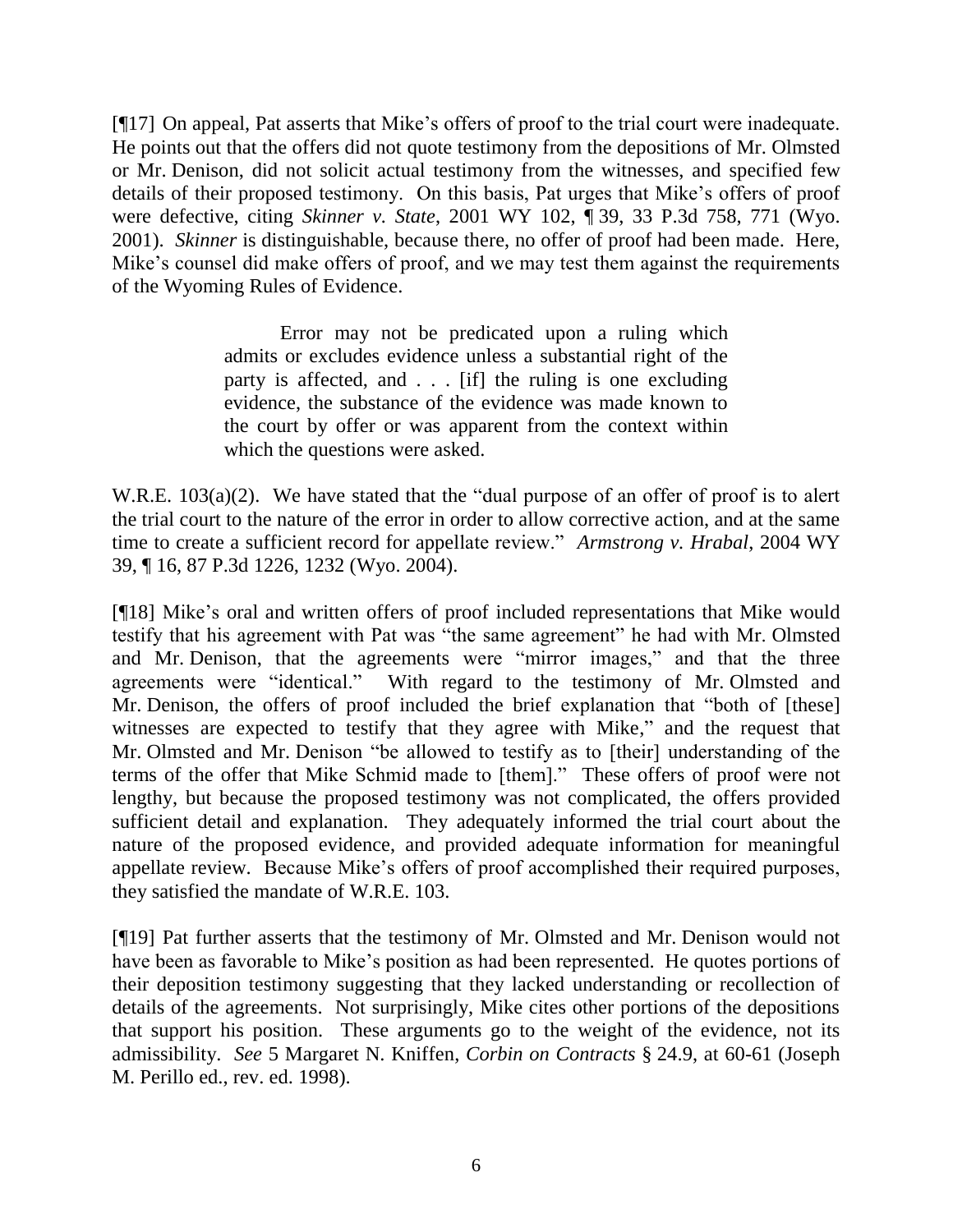[¶17] On appeal, Pat asserts that Mike's offers of proof to the trial court were inadequate. He points out that the offers did not quote testimony from the depositions of Mr. Olmsted or Mr. Denison, did not solicit actual testimony from the witnesses, and specified few details of their proposed testimony. On this basis, Pat urges that Mike's offers of proof were defective, citing *Skinner v. State*, 2001 WY 102, ¶ 39, 33 P.3d 758, 771 (Wyo. 2001). *Skinner* is distinguishable, because there, no offer of proof had been made. Here, Mike's counsel did make offers of proof, and we may test them against the requirements of the Wyoming Rules of Evidence.

> Error may not be predicated upon a ruling which admits or excludes evidence unless a substantial right of the party is affected, and . . . [if] the ruling is one excluding evidence, the substance of the evidence was made known to the court by offer or was apparent from the context within which the questions were asked.

W.R.E. 103(a)(2). We have stated that the "dual purpose of an offer of proof is to alert the trial court to the nature of the error in order to allow corrective action, and at the same time to create a sufficient record for appellate review." *Armstrong v. Hrabal*, 2004 WY 39, ¶ 16, 87 P.3d 1226, 1232 (Wyo. 2004).

[¶18] Mike's oral and written offers of proof included representations that Mike would testify that his agreement with Pat was "the same agreement" he had with Mr. Olmsted and Mr. Denison, that the agreements were "mirror images," and that the three agreements were "identical." With regard to the testimony of Mr. Olmsted and Mr. Denison, the offers of proof included the brief explanation that "both of [these] witnesses are expected to testify that they agree with Mike," and the request that Mr. Olmsted and Mr. Denison "be allowed to testify as to [their] understanding of the terms of the offer that Mike Schmid made to [them]." These offers of proof were not lengthy, but because the proposed testimony was not complicated, the offers provided sufficient detail and explanation. They adequately informed the trial court about the nature of the proposed evidence, and provided adequate information for meaningful appellate review. Because Mike's offers of proof accomplished their required purposes, they satisfied the mandate of W.R.E. 103.

[¶19] Pat further asserts that the testimony of Mr. Olmsted and Mr. Denison would not have been as favorable to Mike's position as had been represented. He quotes portions of their deposition testimony suggesting that they lacked understanding or recollection of details of the agreements. Not surprisingly, Mike cites other portions of the depositions that support his position. These arguments go to the weight of the evidence, not its admissibility. *See* 5 Margaret N. Kniffen, *Corbin on Contracts* § 24.9, at 60-61 (Joseph M. Perillo ed., rev. ed. 1998).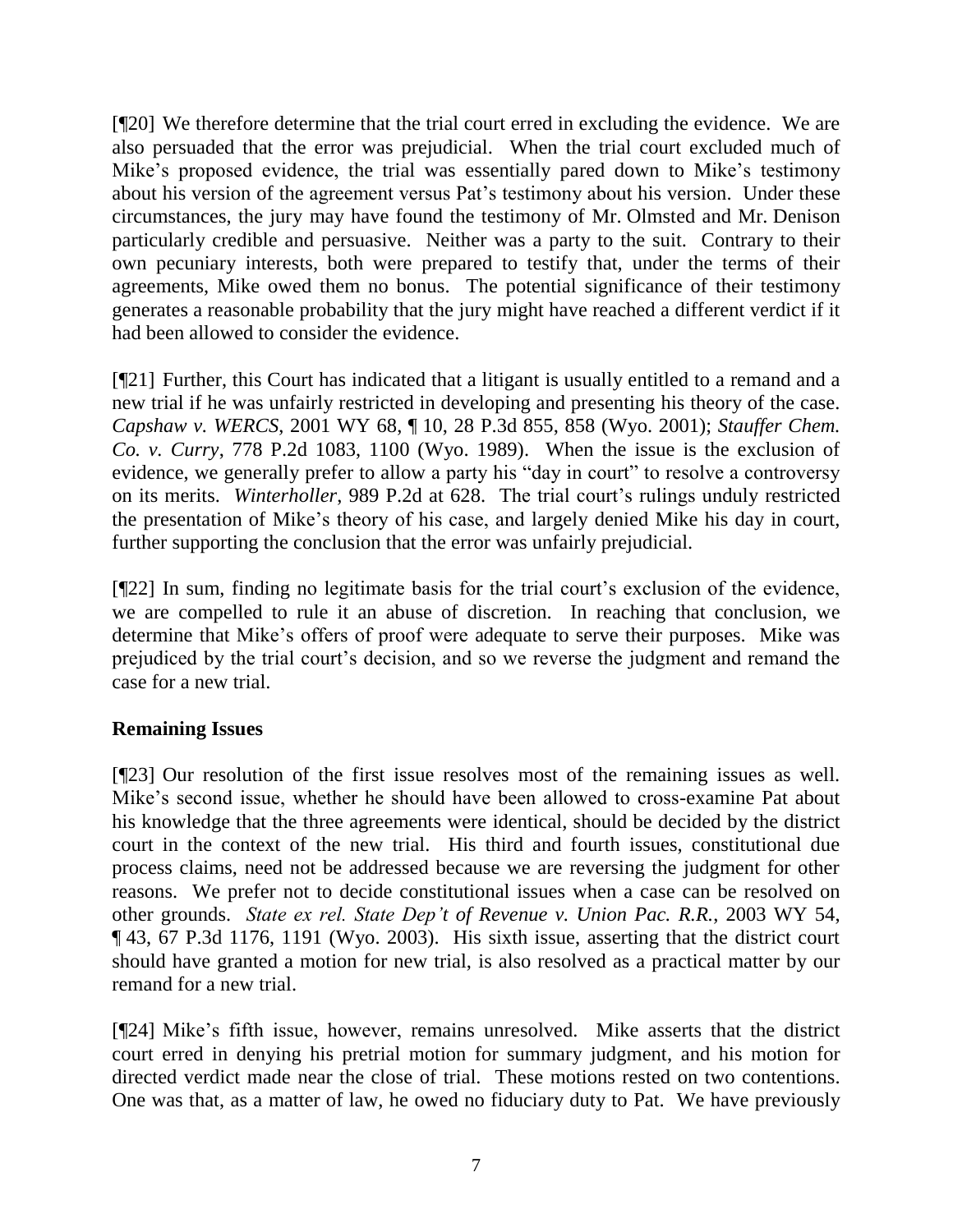[¶20] We therefore determine that the trial court erred in excluding the evidence. We are also persuaded that the error was prejudicial. When the trial court excluded much of Mike's proposed evidence, the trial was essentially pared down to Mike's testimony about his version of the agreement versus Pat's testimony about his version. Under these circumstances, the jury may have found the testimony of Mr. Olmsted and Mr. Denison particularly credible and persuasive. Neither was a party to the suit. Contrary to their own pecuniary interests, both were prepared to testify that, under the terms of their agreements, Mike owed them no bonus. The potential significance of their testimony generates a reasonable probability that the jury might have reached a different verdict if it had been allowed to consider the evidence.

[¶21] Further, this Court has indicated that a litigant is usually entitled to a remand and a new trial if he was unfairly restricted in developing and presenting his theory of the case. *Capshaw v. WERCS*, 2001 WY 68, ¶ 10, 28 P.3d 855, 858 (Wyo. 2001); *Stauffer Chem. Co. v. Curry*, 778 P.2d 1083, 1100 (Wyo. 1989). When the issue is the exclusion of evidence, we generally prefer to allow a party his "day in court" to resolve a controversy on its merits. *Winterholler*, 989 P.2d at 628. The trial court's rulings unduly restricted the presentation of Mike's theory of his case, and largely denied Mike his day in court, further supporting the conclusion that the error was unfairly prejudicial.

[¶22] In sum, finding no legitimate basis for the trial court's exclusion of the evidence, we are compelled to rule it an abuse of discretion. In reaching that conclusion, we determine that Mike's offers of proof were adequate to serve their purposes. Mike was prejudiced by the trial court's decision, and so we reverse the judgment and remand the case for a new trial.

**Remaining Issues**

[¶23] Our resolution of the first issue resolves most of the remaining issues as well. Mike's second issue, whether he should have been allowed to cross-examine Pat about his knowledge that the three agreements were identical, should be decided by the district court in the context of the new trial. His third and fourth issues, constitutional due process claims, need not be addressed because we are reversing the judgment for other reasons. We prefer not to decide constitutional issues when a case can be resolved on other grounds. *State ex rel. State Dep't of Revenue v. Union Pac. R.R.*, 2003 WY 54, ¶ 43, 67 P.3d 1176, 1191 (Wyo. 2003). His sixth issue, asserting that the district court should have granted a motion for new trial, is also resolved as a practical matter by our remand for a new trial.

[¶24] Mike's fifth issue, however, remains unresolved. Mike asserts that the district court erred in denying his pretrial motion for summary judgment, and his motion for directed verdict made near the close of trial. These motions rested on two contentions. One was that, as a matter of law, he owed no fiduciary duty to Pat. We have previously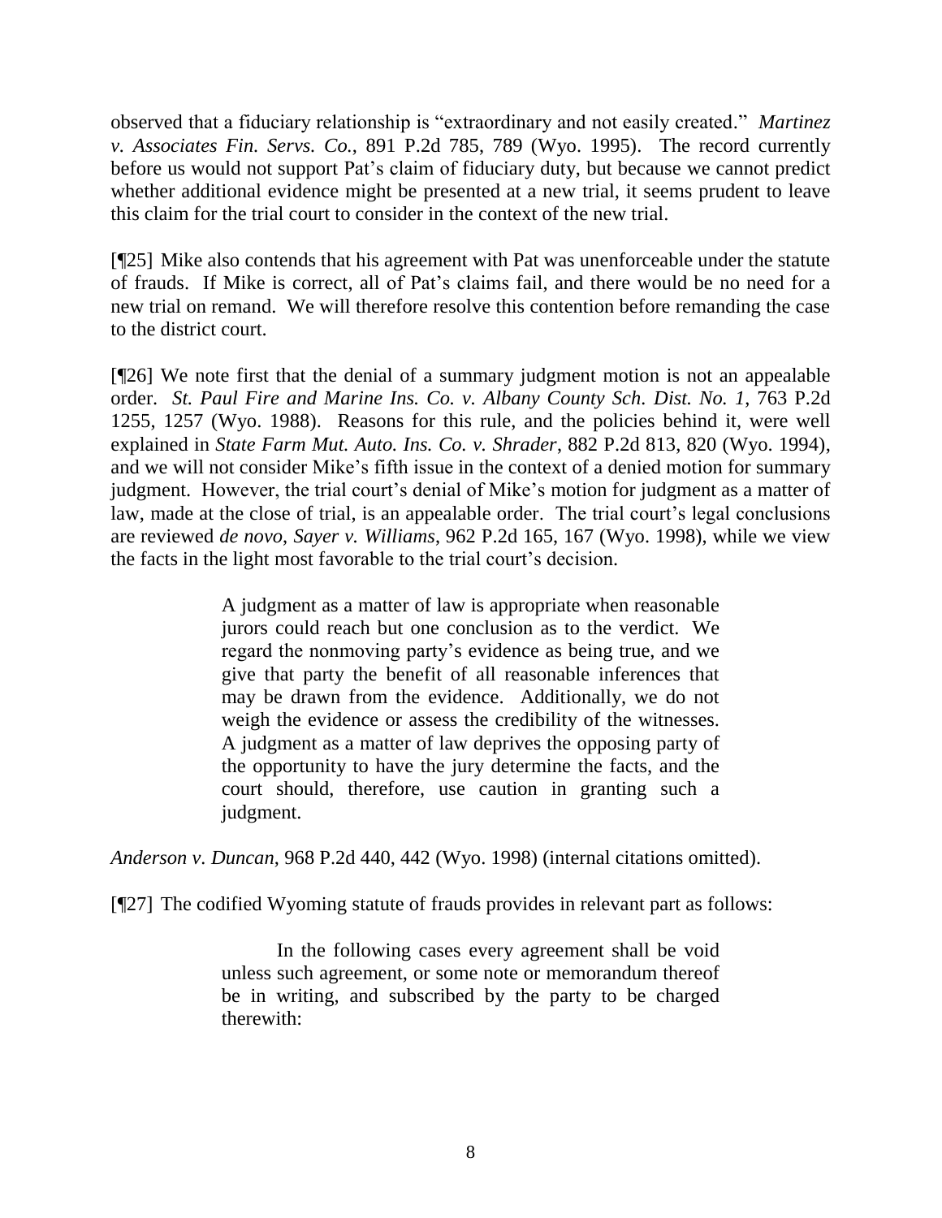observed that a fiduciary relationship is "extraordinary and not easily created." *Martinez v. Associates Fin. Servs. Co.*, 891 P.2d 785, 789 (Wyo. 1995). The record currently before us would not support Pat's claim of fiduciary duty, but because we cannot predict whether additional evidence might be presented at a new trial, it seems prudent to leave this claim for the trial court to consider in the context of the new trial.

[¶25] Mike also contends that his agreement with Pat was unenforceable under the statute of frauds. If Mike is correct, all of Pat's claims fail, and there would be no need for a new trial on remand. We will therefore resolve this contention before remanding the case to the district court.

[¶26] We note first that the denial of a summary judgment motion is not an appealable order. *St. Paul Fire and Marine Ins. Co. v. Albany County Sch. Dist. No. 1*, 763 P.2d 1255, 1257 (Wyo. 1988). Reasons for this rule, and the policies behind it, were well explained in *State Farm Mut. Auto. Ins. Co. v. Shrader*, 882 P.2d 813, 820 (Wyo. 1994), and we will not consider Mike's fifth issue in the context of a denied motion for summary judgment. However, the trial court's denial of Mike's motion for judgment as a matter of law, made at the close of trial, is an appealable order. The trial court's legal conclusions are reviewed *de novo*, *Sayer v. Williams*, 962 P.2d 165, 167 (Wyo. 1998), while we view the facts in the light most favorable to the trial court's decision.

> A judgment as a matter of law is appropriate when reasonable jurors could reach but one conclusion as to the verdict. We regard the nonmoving party's evidence as being true, and we give that party the benefit of all reasonable inferences that may be drawn from the evidence. Additionally, we do not weigh the evidence or assess the credibility of the witnesses. A judgment as a matter of law deprives the opposing party of the opportunity to have the jury determine the facts, and the court should, therefore, use caution in granting such a judgment.

*Anderson v. Duncan*, 968 P.2d 440, 442 (Wyo. 1998) (internal citations omitted).

[¶27] The codified Wyoming statute of frauds provides in relevant part as follows:

> In the following cases every agreement shall be void unless such agreement, or some note or memorandum thereof be in writing, and subscribed by the party to be charged therewith: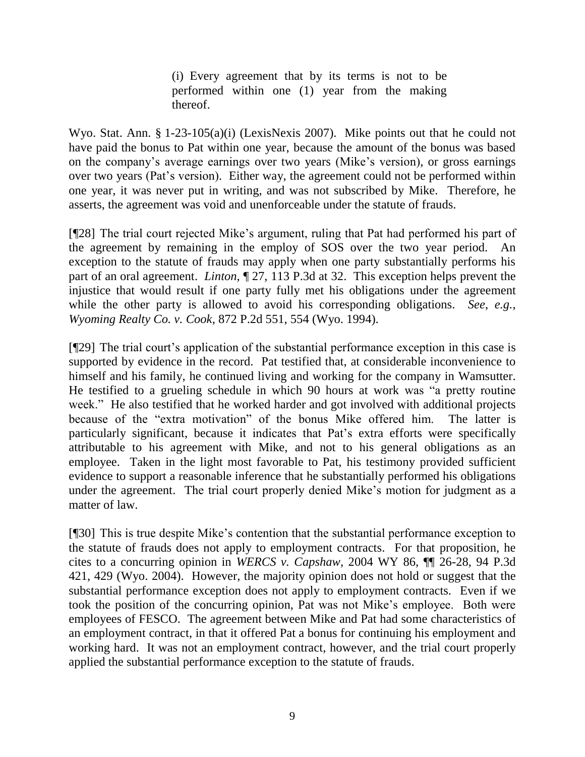> (i) Every agreement that by its terms is not to be performed within one (1) year from the making thereof.

Wyo. Stat. Ann. § 1-23-105(a)(i) (LexisNexis 2007). Mike points out that he could not have paid the bonus to Pat within one year, because the amount of the bonus was based on the company's average earnings over two years (Mike's version), or gross earnings over two years (Pat's version). Either way, the agreement could not be performed within one year, it was never put in writing, and was not subscribed by Mike. Therefore, he asserts, the agreement was void and unenforceable under the statute of frauds.

[¶28] The trial court rejected Mike's argument, ruling that Pat had performed his part of the agreement by remaining in the employ of SOS over the two year period. An exception to the statute of frauds may apply when one party substantially performs his part of an oral agreement. *Linton*, ¶ 27, 113 P.3d at 32. This exception helps prevent the injustice that would result if one party fully met his obligations under the agreement while the other party is allowed to avoid his corresponding obligations. *See*, *e.g.*, *Wyoming Realty Co. v. Cook*, 872 P.2d 551, 554 (Wyo. 1994).

[¶29] The trial court's application of the substantial performance exception in this case is supported by evidence in the record. Pat testified that, at considerable inconvenience to himself and his family, he continued living and working for the company in Wamsutter. He testified to a grueling schedule in which 90 hours at work was "a pretty routine week." He also testified that he worked harder and got involved with additional projects because of the "extra motivation" of the bonus Mike offered him. The latter is particularly significant, because it indicates that Pat's extra efforts were specifically attributable to his agreement with Mike, and not to his general obligations as an employee. Taken in the light most favorable to Pat, his testimony provided sufficient evidence to support a reasonable inference that he substantially performed his obligations under the agreement. The trial court properly denied Mike's motion for judgment as a matter of law.

[¶30] This is true despite Mike's contention that the substantial performance exception to the statute of frauds does not apply to employment contracts. For that proposition, he cites to a concurring opinion in *WERCS v. Capshaw*, 2004 WY 86, ¶¶ 26-28, 94 P.3d 421, 429 (Wyo. 2004). However, the majority opinion does not hold or suggest that the substantial performance exception does not apply to employment contracts. Even if we took the position of the concurring opinion, Pat was not Mike's employee. Both were employees of FESCO. The agreement between Mike and Pat had some characteristics of an employment contract, in that it offered Pat a bonus for continuing his employment and working hard. It was not an employment contract, however, and the trial court properly applied the substantial performance exception to the statute of frauds.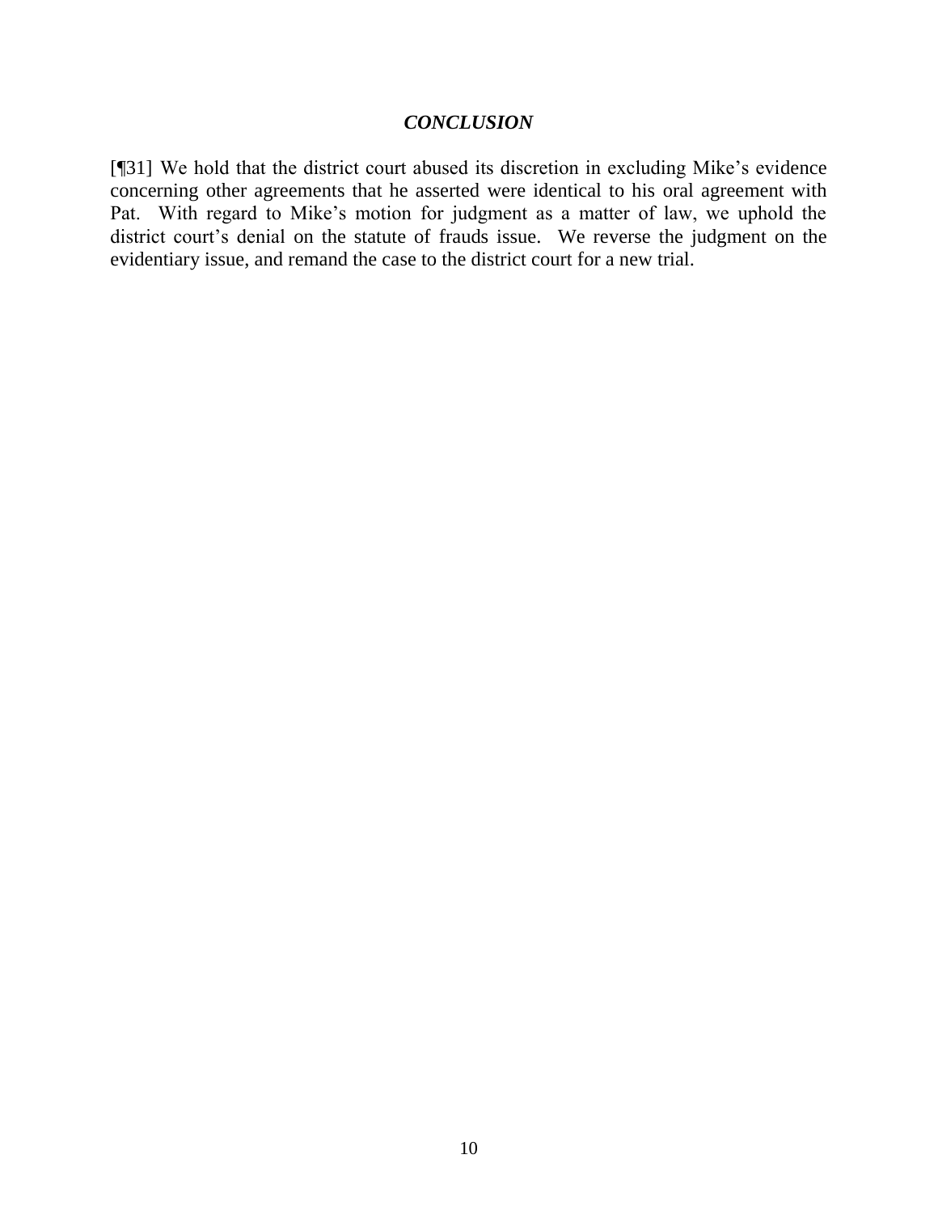## *CONCLUSION*

[¶31] We hold that the district court abused its discretion in excluding Mike's evidence concerning other agreements that he asserted were identical to his oral agreement with Pat. With regard to Mike's motion for judgment as a matter of law, we uphold the district court's denial on the statute of frauds issue. We reverse the judgment on the evidentiary issue, and remand the case to the district court for a new trial.